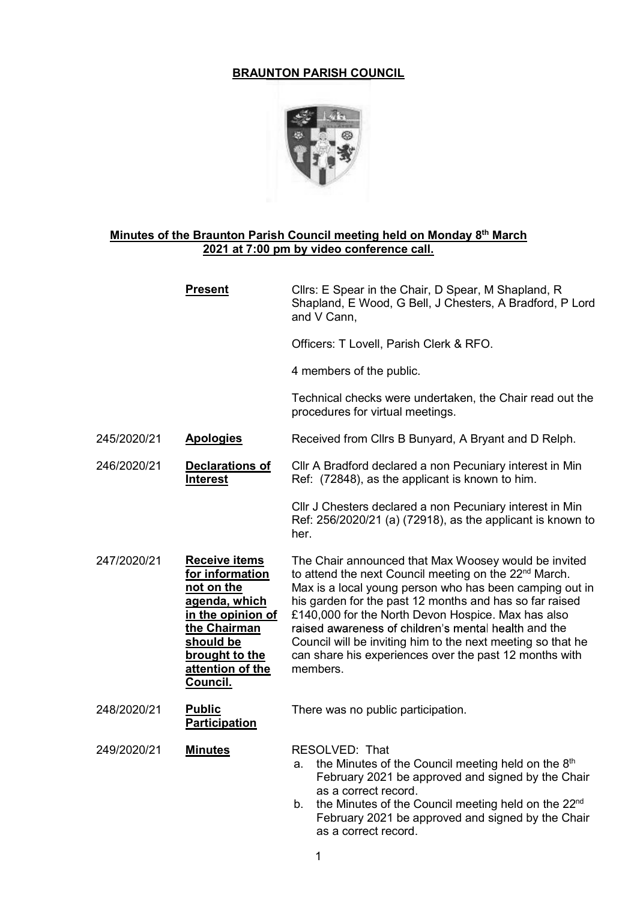# BRAUNTON PARISH COUNCIL

## Minutes of the Braunton Parish Council meeting held on Monday 8th March 2021 at 7:00 pm by video conference call.

| | | |
|---|---|---|
| | **Present** | Cllrs: E Spear in the Chair, D Spear, M Shapland, R Shapland, E Wood, G Bell, J Chesters, A Bradford, P Lord and V Cann,<br><br>Officers: T Lovell, Parish Clerk & RFO.<br><br>4 members of the public.<br><br>Technical checks were undertaken, the Chair read out the procedures for virtual meetings. |
| 245/2020/21 | **Apologies** | Received from Cllrs B Bunyard, A Bryant and D Relph. |
| 246/2020/21 | **Declarations of Interest** | Cllr A Bradford declared a non Pecuniary interest in Min Ref: (72848), as the applicant is known to him.<br><br>Cllr J Chesters declared a non Pecuniary interest in Min Ref: 256/2020/21 (a) (72918), as the applicant is known to her. |
| 247/2020/21 | **Receive items for information not on the agenda, which in the opinion of the Chairman should be brought to the attention of the Council.** | The Chair announced that Max Woosey would be invited to attend the next Council meeting on the 22nd March. Max is a local young person who has been camping out in his garden for the past 12 months and has so far raised £140,000 for the North Devon Hospice. Max has also raised awareness of children's mental health and the Council will be inviting him to the next meeting so that he can share his experiences over the past 12 months with members. |
| 248/2020/21 | **Public Participation** | There was no public participation. |
| 249/2020/21 | **Minutes** | RESOLVED: That<br>a. the Minutes of the Council meeting held on the 8th February 2021 be approved and signed by the Chair as a correct record.<br>b. the Minutes of the Council meeting held on the 22nd February 2021 be approved and signed by the Chair as a correct record. |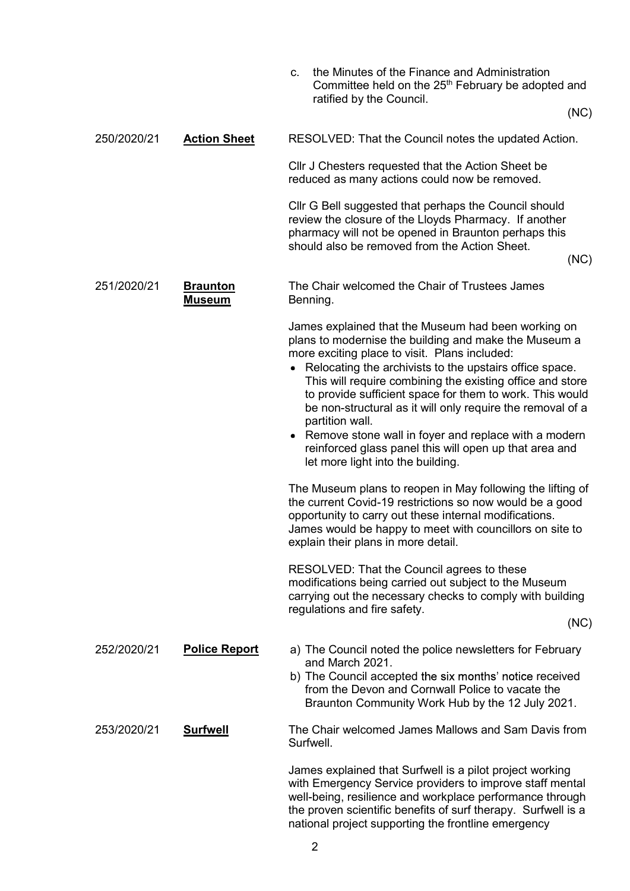c. the Minutes of the Finance and Administration Committee held on the 25th February be adopted and ratified by the Council.

(NC)

| | | |
|---|---|---|
| 250/2020/21 | **Action Sheet** | RESOLVED: That the Council notes the updated Action.<br><br>Cllr J Chesters requested that the Action Sheet be reduced as many actions could now be removed.<br><br>Cllr G Bell suggested that perhaps the Council should review the closure of the Lloyds Pharmacy. If another pharmacy will not be opened in Braunton perhaps this should also be removed from the Action Sheet.<br><br>(NC) |
| 251/2020/21 | **Braunton Museum** | The Chair welcomed the Chair of Trustees James Benning.<br><br>James explained that the Museum had been working on plans to modernise the building and make the Museum a more exciting place to visit. Plans included:<br>• Relocating the archivists to the upstairs office space. This will require combining the existing office and store to provide sufficient space for them to work. This would be non-structural as it will only require the removal of a partition wall.<br>• Remove stone wall in foyer and replace with a modern reinforced glass panel this will open up that area and let more light into the building.<br><br>The Museum plans to reopen in May following the lifting of the current Covid-19 restrictions so now would be a good opportunity to carry out these internal modifications. James would be happy to meet with councillors on site to explain their plans in more detail.<br><br>RESOLVED: That the Council agrees to these modifications being carried out subject to the Museum carrying out the necessary checks to comply with building regulations and fire safety.<br><br>(NC) |
| 252/2020/21 | **Police Report** | a) The Council noted the police newsletters for February and March 2021.<br>b) The Council accepted the six months' notice received from the Devon and Cornwall Police to vacate the Braunton Community Work Hub by the 12 July 2021. |
| 253/2020/21 | **Surfwell** | The Chair welcomed James Mallows and Sam Davis from Surfwell.<br><br>James explained that Surfwell is a pilot project working with Emergency Service providers to improve staff mental well-being, resilience and workplace performance through the proven scientific benefits of surf therapy. Surfwell is a national project supporting the frontline emergency |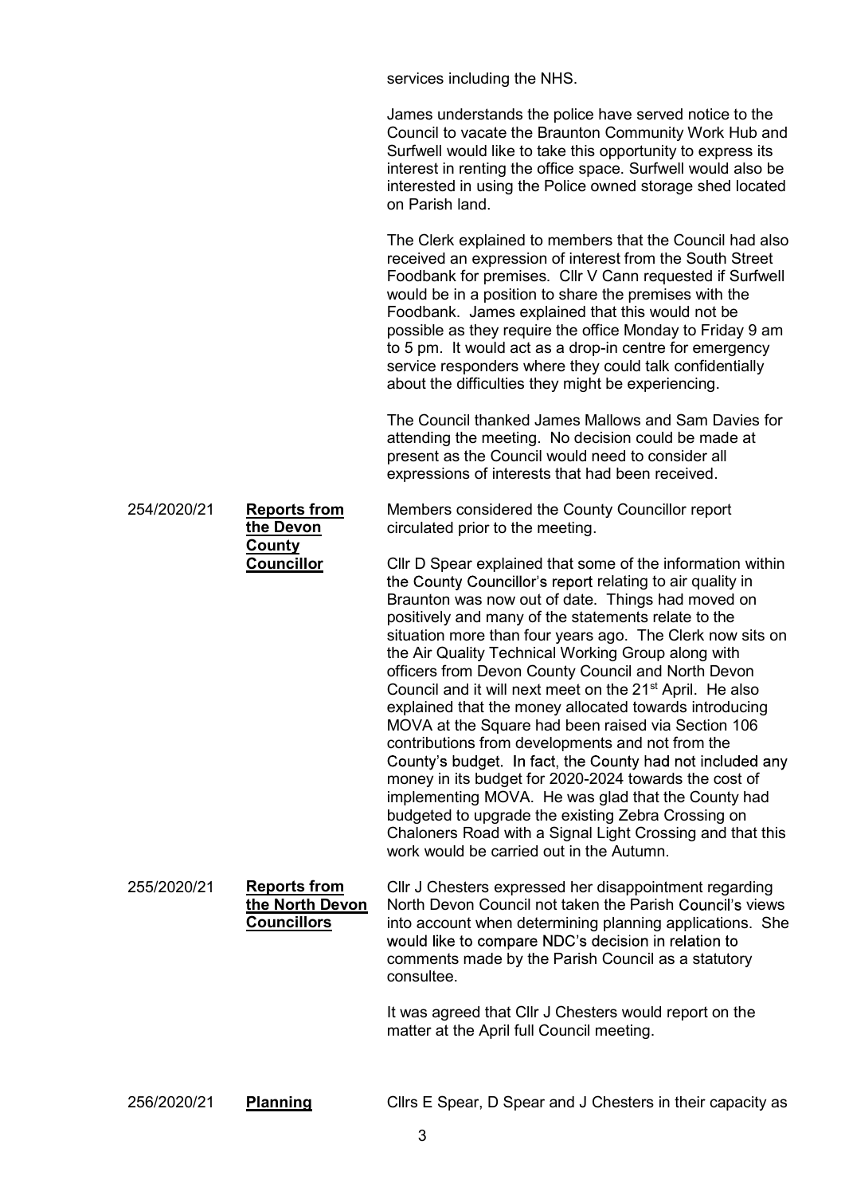services including the NHS.

James understands the police have served notice to the Council to vacate the Braunton Community Work Hub and Surfwell would like to take this opportunity to express its interest in renting the office space. Surfwell would also be interested in using the Police owned storage shed located on Parish land.

The Clerk explained to members that the Council had also received an expression of interest from the South Street Foodbank for premises. Cllr V Cann requested if Surfwell would be in a position to share the premises with the Foodbank. James explained that this would not be possible as they require the office Monday to Friday 9 am to 5 pm. It would act as a drop-in centre for emergency service responders where they could talk confidentially about the difficulties they might be experiencing.

The Council thanked James Mallows and Sam Davies for attending the meeting. No decision could be made at present as the Council would need to consider all expressions of interests that had been received.

254/2020/21 **Reports from the Devon County Councillor**

Members considered the County Councillor report circulated prior to the meeting.

Cllr D Spear explained that some of the information within the County Councillor's report relating to air quality in Braunton was now out of date. Things had moved on positively and many of the statements relate to the situation more than four years ago. The Clerk now sits on the Air Quality Technical Working Group along with officers from Devon County Council and North Devon Council and it will next meet on the 21st April. He also explained that the money allocated towards introducing MOVA at the Square had been raised via Section 106 contributions from developments and not from the County's budget. In fact, the County had not included any money in its budget for 2020-2024 towards the cost of implementing MOVA. He was glad that the County had budgeted to upgrade the existing Zebra Crossing on Chaloners Road with a Signal Light Crossing and that this work would be carried out in the Autumn.

255/2020/21 **Reports from the North Devon Councillors**

Cllr J Chesters expressed her disappointment regarding North Devon Council not taken the Parish Council's views into account when determining planning applications. She would like to compare NDC's decision in relation to comments made by the Parish Council as a statutory consultee.

It was agreed that Cllr J Chesters would report on the matter at the April full Council meeting.

256/2020/21 **Planning**

Cllrs E Spear, D Spear and J Chesters in their capacity as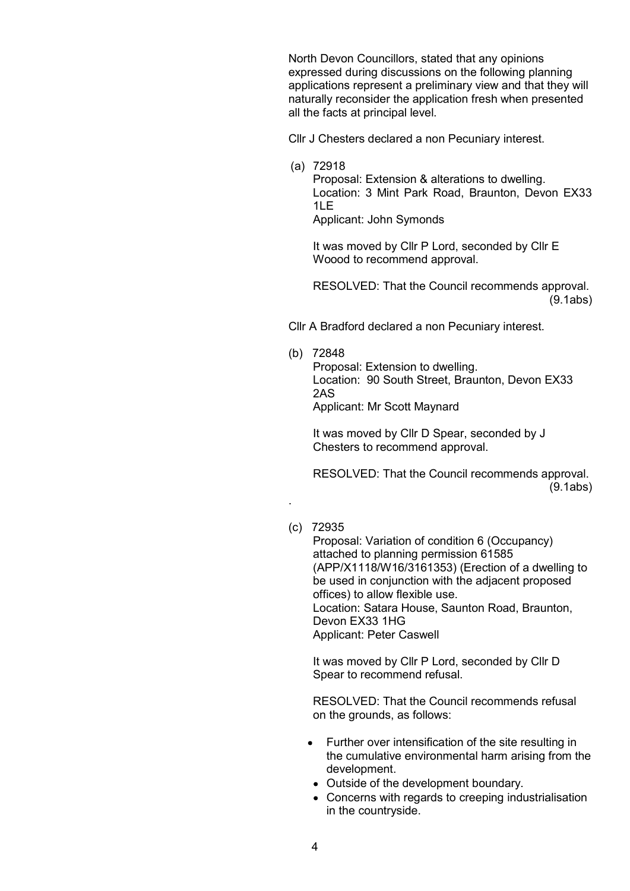North Devon Councillors, stated that any opinions expressed during discussions on the following planning applications represent a preliminary view and that they will naturally reconsider the application fresh when presented all the facts at principal level.

Cllr J Chesters declared a non Pecuniary interest.

(a) 72918
Proposal: Extension & alterations to dwelling.
Location: 3 Mint Park Road, Braunton, Devon EX33 1LE
Applicant: John Symonds

It was moved by Cllr P Lord, seconded by Cllr E Woood to recommend approval.

RESOLVED: That the Council recommends approval. (9.1abs)

Cllr A Bradford declared a non Pecuniary interest.

(b) 72848
Proposal: Extension to dwelling.
Location: 90 South Street, Braunton, Devon EX33 2AS
Applicant: Mr Scott Maynard

It was moved by Cllr D Spear, seconded by J Chesters to recommend approval.

RESOLVED: That the Council recommends approval. (9.1abs)

.

(c) 72935
Proposal: Variation of condition 6 (Occupancy) attached to planning permission 61585 (APP/X1118/W16/3161353) (Erection of a dwelling to be used in conjunction with the adjacent proposed offices) to allow flexible use.
Location: Satara House, Saunton Road, Braunton, Devon EX33 1HG
Applicant: Peter Caswell

It was moved by Cllr P Lord, seconded by Cllr D Spear to recommend refusal.

RESOLVED: That the Council recommends refusal on the grounds, as follows:

- Further over intensification of the site resulting in the cumulative environmental harm arising from the development.
- Outside of the development boundary.
- Concerns with regards to creeping industrialisation in the countryside.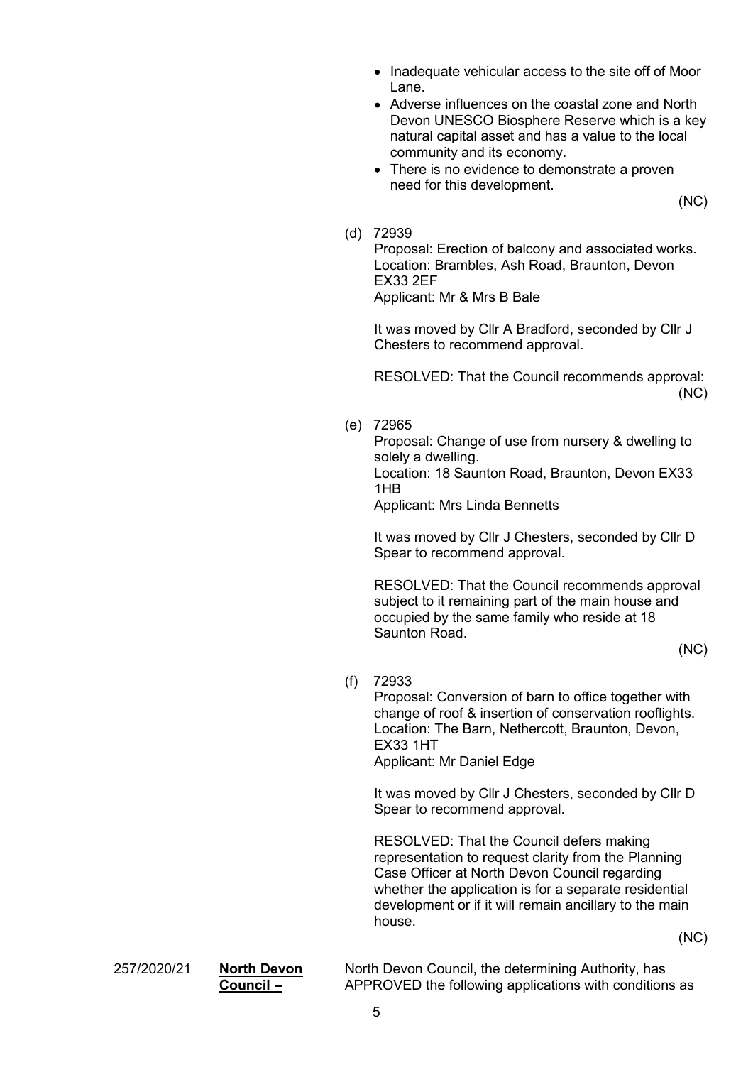- Inadequate vehicular access to the site off of Moor Lane.
- Adverse influences on the coastal zone and North Devon UNESCO Biosphere Reserve which is a key natural capital asset and has a value to the local community and its economy.
- There is no evidence to demonstrate a proven need for this development.

(NC)

(d) 72939
Proposal: Erection of balcony and associated works.
Location: Brambles, Ash Road, Braunton, Devon EX33 2EF
Applicant: Mr & Mrs B Bale

It was moved by Cllr A Bradford, seconded by Cllr J Chesters to recommend approval.

RESOLVED: That the Council recommends approval:
(NC)

(e) 72965
Proposal: Change of use from nursery & dwelling to solely a dwelling.
Location: 18 Saunton Road, Braunton, Devon EX33 1HB
Applicant: Mrs Linda Bennetts

It was moved by Cllr J Chesters, seconded by Cllr D Spear to recommend approval.

RESOLVED: That the Council recommends approval subject to it remaining part of the main house and occupied by the same family who reside at 18 Saunton Road.

(NC)

(f) 72933
Proposal: Conversion of barn to office together with change of roof & insertion of conservation rooflights.
Location: The Barn, Nethercott, Braunton, Devon, EX33 1HT
Applicant: Mr Daniel Edge

It was moved by Cllr J Chesters, seconded by Cllr D Spear to recommend approval.

RESOLVED: That the Council defers making representation to request clarity from the Planning Case Officer at North Devon Council regarding whether the application is for a separate residential development or if it will remain ancillary to the main house.

(NC)

257/2020/21 **North Devon Council –** North Devon Council, the determining Authority, has APPROVED the following applications with conditions as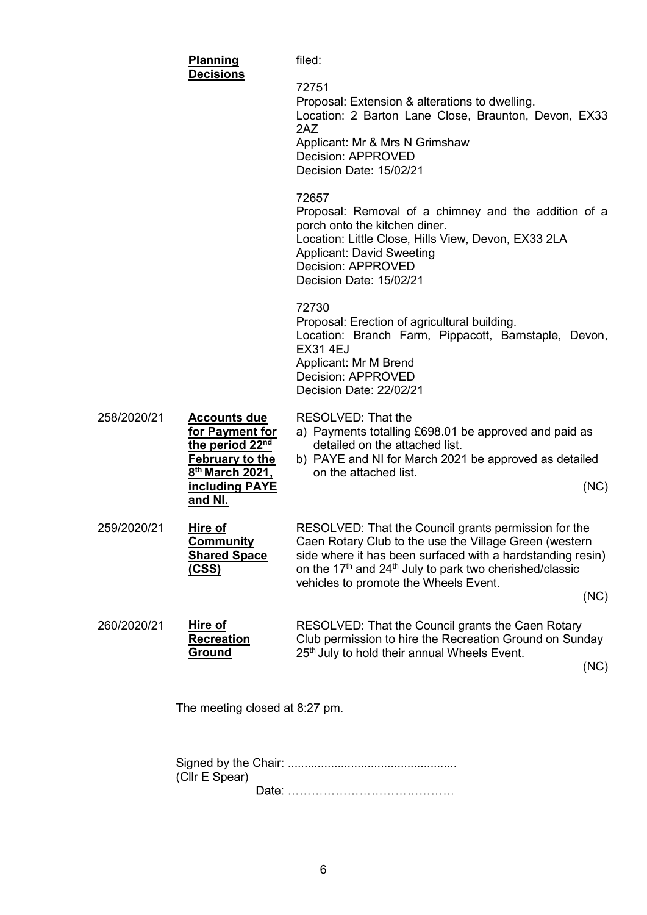| | | |
|---|---|---|
| | **Planning Decisions** | filed:<br><br>72751<br>Proposal: Extension & alterations to dwelling.<br>Location: 2 Barton Lane Close, Braunton, Devon, EX33 2AZ<br>Applicant: Mr & Mrs N Grimshaw<br>Decision: APPROVED<br>Decision Date: 15/02/21<br><br>72657<br>Proposal: Removal of a chimney and the addition of a porch onto the kitchen diner.<br>Location: Little Close, Hills View, Devon, EX33 2LA<br>Applicant: David Sweeting<br>Decision: APPROVED<br>Decision Date: 15/02/21<br><br>72730<br>Proposal: Erection of agricultural building.<br>Location: Branch Farm, Pippacott, Barnstaple, Devon, EX31 4EJ<br>Applicant: Mr M Brend<br>Decision: APPROVED<br>Decision Date: 22/02/21 |
| 258/2020/21 | **Accounts due for Payment for the period 22nd February to the 8th March 2021, including PAYE and NI.** | RESOLVED: That the<br>a) Payments totalling £698.01 be approved and paid as detailed on the attached list.<br>b) PAYE and NI for March 2021 be approved as detailed on the attached list.<br>(NC) |
| 259/2020/21 | **Hire of Community Shared Space (CSS)** | RESOLVED: That the Council grants permission for the Caen Rotary Club to the use the Village Green (western side where it has been surfaced with a hardstanding resin) on the 17th and 24th July to park two cherished/classic vehicles to promote the Wheels Event.<br>(NC) |
| 260/2020/21 | **Hire of Recreation Ground** | RESOLVED: That the Council grants the Caen Rotary Club permission to hire the Recreation Ground on Sunday 25th July to hold their annual Wheels Event.<br>(NC) |

The meeting closed at 8:27 pm.

Signed by the Chair: ..................................................
(Cllr E Spear)

Date: …………………………………….